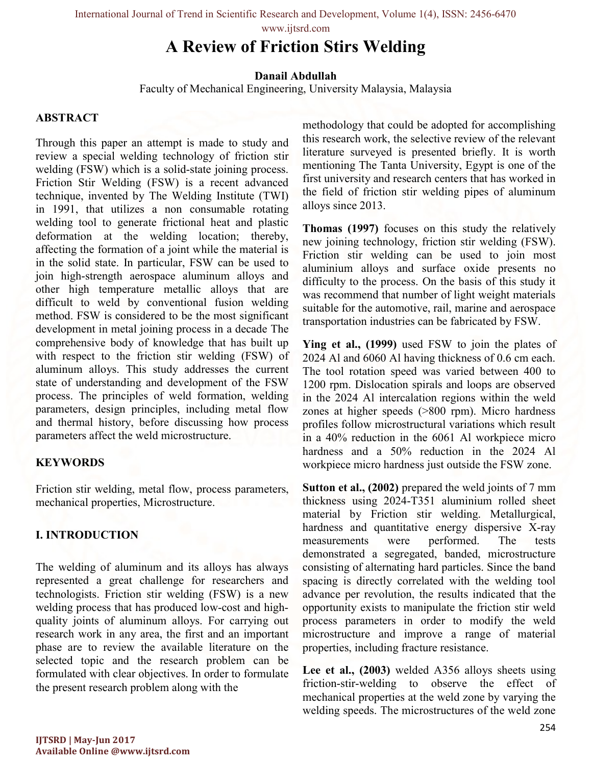# A Review of Friction Stirs Welding

**Danail Abdullah**

Faculty of Mechanical Engineering, University Malaysia, Malaysia

## ABSTRACT

Through this paper an attempt is made to study and review a special welding technology of friction stir welding (FSW) which is a solid-state joining process. Friction Stir Welding (FSW) is a recent advanced technique, invented by The Welding Institute (TWI) in 1991, that utilizes a non consumable rotating welding tool to generate frictional heat and plastic deformation at the welding location; thereby, affecting the formation of a joint while the material is in the solid state. In particular, FSW can be used to join high-strength aerospace aluminum alloys and other high temperature metallic alloys that are difficult to weld by conventional fusion welding method. FSW is considered to be the most significant development in metal joining process in a decade The comprehensive body of knowledge that has built up with respect to the friction stir welding (FSW) of aluminum alloys. This study addresses the current state of understanding and development of the FSW process. The principles of weld formation, welding parameters, design principles, including metal flow and thermal history, before discussing how process parameters affect the weld microstructure.

## KEYWORDS

Friction stir welding, metal flow, process parameters, mechanical properties, Microstructure.

## I. INTRODUCTION

The welding of aluminum and its alloys has always represented a great challenge for researchers and technologists. Friction stir welding (FSW) is a new welding process that has produced low-cost and high-quality joints of aluminum alloys. For carrying out research work in any area, the first and an important phase are to review the available literature on the selected topic and the research problem can be formulated with clear objectives. In order to formulate the present research problem along with the methodology that could be adopted for accomplishing this research work, the selective review of the relevant literature surveyed is presented briefly. It is worth mentioning The Tanta University, Egypt is one of the first university and research centers that has worked in the field of friction stir welding pipes of aluminum alloys since 2013.

**Thomas (1997)** focuses on this study the relatively new joining technology, friction stir welding (FSW). Friction stir welding can be used to join most aluminium alloys and surface oxide presents no difficulty to the process. On the basis of this study it was recommend that number of light weight materials suitable for the automotive, rail, marine and aerospace transportation industries can be fabricated by FSW.

**Ying et al., (1999)** used FSW to join the plates of 2024 Al and 6060 Al having thickness of 0.6 cm each. The tool rotation speed was varied between 400 to 1200 rpm. Dislocation spirals and loops are observed in the 2024 Al intercalation regions within the weld zones at higher speeds (>800 rpm). Micro hardness profiles follow microstructural variations which result in a 40% reduction in the 6061 Al workpiece micro hardness and a 50% reduction in the 2024 Al workpiece micro hardness just outside the FSW zone.

**Sutton et al., (2002)** prepared the weld joints of 7 mm thickness using 2024-T351 aluminium rolled sheet material by Friction stir welding. Metallurgical, hardness and quantitative energy dispersive X-ray measurements were performed. The tests demonstrated a segregated, banded, microstructure consisting of alternating hard particles. Since the band spacing is directly correlated with the welding tool advance per revolution, the results indicated that the opportunity exists to manipulate the friction stir weld process parameters in order to modify the weld microstructure and improve a range of material properties, including fracture resistance.

**Lee et al., (2003)** welded A356 alloys sheets using friction-stir-welding to observe the effect of mechanical properties at the weld zone by varying the welding speeds. The microstructures of the weld zone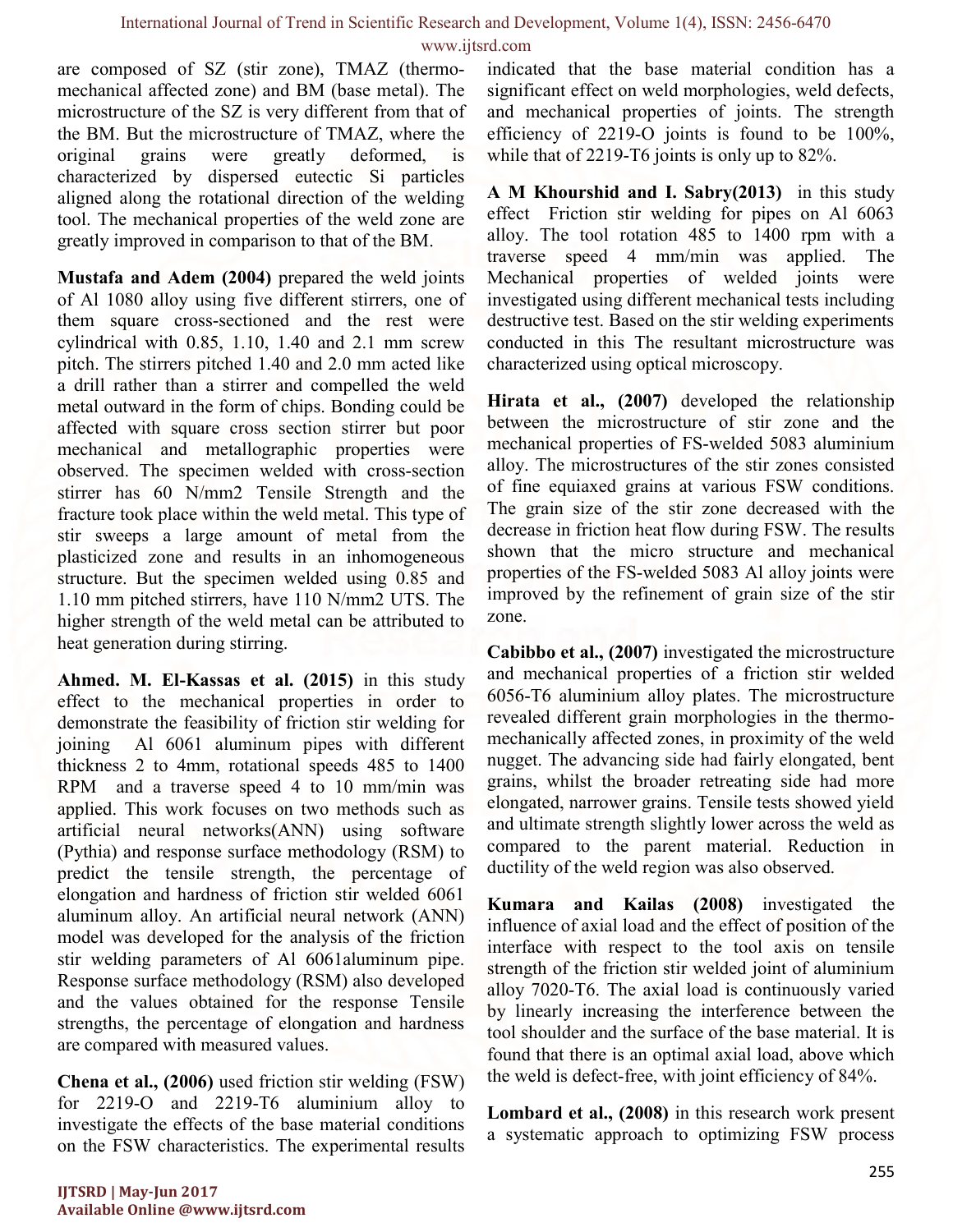are composed of SZ (stir zone), TMAZ (thermo-mechanical affected zone) and BM (base metal). The microstructure of the SZ is very different from that of the BM. But the microstructure of TMAZ, where the original grains were greatly deformed, is characterized by dispersed eutectic Si particles aligned along the rotational direction of the welding tool. The mechanical properties of the weld zone are greatly improved in comparison to that of the BM.

**Mustafa and Adem (2004)** prepared the weld joints of Al 1080 alloy using five different stirrers, one of them square cross-sectioned and the rest were cylindrical with 0.85, 1.10, 1.40 and 2.1 mm screw pitch. The stirrers pitched 1.40 and 2.0 mm acted like a drill rather than a stirrer and compelled the weld metal outward in the form of chips. Bonding could be affected with square cross section stirrer but poor mechanical and metallographic properties were observed. The specimen welded with cross-section stirrer has 60 N/mm2 Tensile Strength and the fracture took place within the weld metal. This type of stir sweeps a large amount of metal from the plasticized zone and results in an inhomogeneous structure. But the specimen welded using 0.85 and 1.10 mm pitched stirrers, have 110 N/mm2 UTS. The higher strength of the weld metal can be attributed to heat generation during stirring.

**Ahmed. M. El-Kassas et al. (2015)** in this study effect to the mechanical properties in order to demonstrate the feasibility of friction stir welding for joining Al 6061 aluminum pipes with different thickness 2 to 4mm, rotational speeds 485 to 1400 RPM and a traverse speed 4 to 10 mm/min was applied. This work focuses on two methods such as artificial neural networks(ANN) using software (Pythia) and response surface methodology (RSM) to predict the tensile strength, the percentage of elongation and hardness of friction stir welded 6061 aluminum alloy. An artificial neural network (ANN) model was developed for the analysis of the friction stir welding parameters of Al 6061aluminum pipe. Response surface methodology (RSM) also developed and the values obtained for the response Tensile strengths, the percentage of elongation and hardness are compared with measured values.

**Chena et al., (2006)** used friction stir welding (FSW) for 2219-O and 2219-T6 aluminium alloy to investigate the effects of the base material conditions on the FSW characteristics. The experimental results indicated that the base material condition has a significant effect on weld morphologies, weld defects, and mechanical properties of joints. The strength efficiency of 2219-O joints is found to be 100%, while that of 2219-T6 joints is only up to 82%.

**A M Khourshid and I. Sabry(2013)** in this study effect Friction stir welding for pipes on Al 6063 alloy. The tool rotation 485 to 1400 rpm with a traverse speed 4 mm/min was applied. The Mechanical properties of welded joints were investigated using different mechanical tests including destructive test. Based on the stir welding experiments conducted in this The resultant microstructure was characterized using optical microscopy.

**Hirata et al., (2007)** developed the relationship between the microstructure of stir zone and the mechanical properties of FS-welded 5083 aluminium alloy. The microstructures of the stir zones consisted of fine equiaxed grains at various FSW conditions. The grain size of the stir zone decreased with the decrease in friction heat flow during FSW. The results shown that the micro structure and mechanical properties of the FS-welded 5083 Al alloy joints were improved by the refinement of grain size of the stir zone.

**Cabibbo et al., (2007)** investigated the microstructure and mechanical properties of a friction stir welded 6056-T6 aluminium alloy plates. The microstructure revealed different grain morphologies in the thermo-mechanically affected zones, in proximity of the weld nugget. The advancing side had fairly elongated, bent grains, whilst the broader retreating side had more elongated, narrower grains. Tensile tests showed yield and ultimate strength slightly lower across the weld as compared to the parent material. Reduction in ductility of the weld region was also observed.

**Kumara and Kailas (2008)** investigated the influence of axial load and the effect of position of the interface with respect to the tool axis on tensile strength of the friction stir welded joint of aluminium alloy 7020-T6. The axial load is continuously varied by linearly increasing the interference between the tool shoulder and the surface of the base material. It is found that there is an optimal axial load, above which the weld is defect-free, with joint efficiency of 84%.

**Lombard et al., (2008)** in this research work present a systematic approach to optimizing FSW process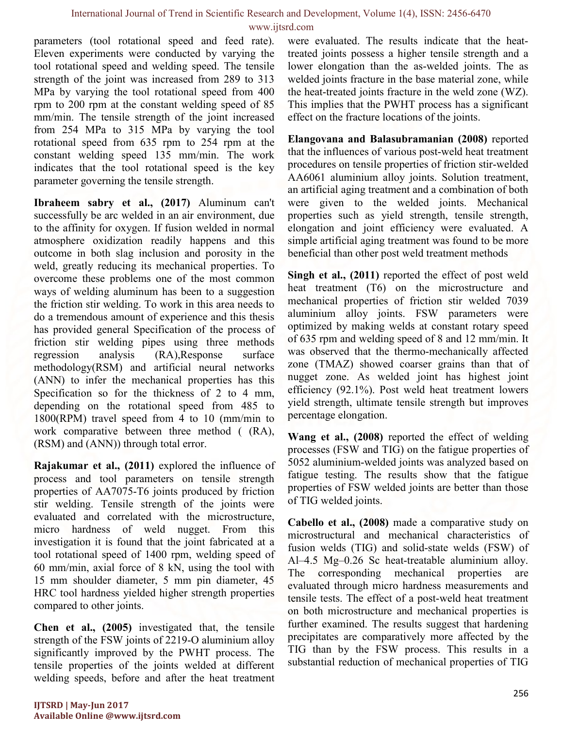parameters (tool rotational speed and feed rate). Eleven experiments were conducted by varying the tool rotational speed and welding speed. The tensile strength of the joint was increased from 289 to 313 MPa by varying the tool rotational speed from 400 rpm to 200 rpm at the constant welding speed of 85 mm/min. The tensile strength of the joint increased from 254 MPa to 315 MPa by varying the tool rotational speed from 635 rpm to 254 rpm at the constant welding speed 135 mm/min. The work indicates that the tool rotational speed is the key parameter governing the tensile strength.

**Ibraheem sabry et al., (2017)** Aluminum can't successfully be arc welded in an air environment, due to the affinity for oxygen. If fusion welded in normal atmosphere oxidization readily happens and this outcome in both slag inclusion and porosity in the weld, greatly reducing its mechanical properties. To overcome these problems one of the most common ways of welding aluminum has been to a suggestion the friction stir welding. To work in this area needs to do a tremendous amount of experience and this thesis has provided general Specification of the process of friction stir welding pipes using three methods regression analysis (RA),Response surface methodology(RSM) and artificial neural networks (ANN) to infer the mechanical properties has this Specification so for the thickness of 2 to 4 mm, depending on the rotational speed from 485 to 1800(RPM) travel speed from 4 to 10 (mm/min to work comparative between three method ( (RA), (RSM) and (ANN)) through total error.

**Rajakumar et al., (2011)** explored the influence of process and tool parameters on tensile strength properties of AA7075-T6 joints produced by friction stir welding. Tensile strength of the joints were evaluated and correlated with the microstructure, micro hardness of weld nugget. From this investigation it is found that the joint fabricated at a tool rotational speed of 1400 rpm, welding speed of 60 mm/min, axial force of 8 kN, using the tool with 15 mm shoulder diameter, 5 mm pin diameter, 45 HRC tool hardness yielded higher strength properties compared to other joints.

**Chen et al., (2005)** investigated that, the tensile strength of the FSW joints of 2219-O aluminium alloy significantly improved by the PWHT process. The tensile properties of the joints welded at different welding speeds, before and after the heat treatment were evaluated. The results indicate that the heat-treated joints possess a higher tensile strength and a lower elongation than the as-welded joints. The as welded joints fracture in the base material zone, while the heat-treated joints fracture in the weld zone (WZ). This implies that the PWHT process has a significant effect on the fracture locations of the joints.

**Elangovana and Balasubramanian (2008)** reported that the influences of various post-weld heat treatment procedures on tensile properties of friction stir-welded AA6061 aluminium alloy joints. Solution treatment, an artificial aging treatment and a combination of both were given to the welded joints. Mechanical properties such as yield strength, tensile strength, elongation and joint efficiency were evaluated. A simple artificial aging treatment was found to be more beneficial than other post weld treatment methods

**Singh et al., (2011)** reported the effect of post weld heat treatment (T6) on the microstructure and mechanical properties of friction stir welded 7039 aluminium alloy joints. FSW parameters were optimized by making welds at constant rotary speed of 635 rpm and welding speed of 8 and 12 mm/min. It was observed that the thermo-mechanically affected zone (TMAZ) showed coarser grains than that of nugget zone. As welded joint has highest joint efficiency (92.1%). Post weld heat treatment lowers yield strength, ultimate tensile strength but improves percentage elongation.

**Wang et al., (2008)** reported the effect of welding processes (FSW and TIG) on the fatigue properties of 5052 aluminium-welded joints was analyzed based on fatigue testing. The results show that the fatigue properties of FSW welded joints are better than those of TIG welded joints.

**Cabello et al., (2008)** made a comparative study on microstructural and mechanical characteristics of fusion welds (TIG) and solid-state welds (FSW) of Al–4.5 Mg–0.26 Sc heat-treatable aluminium alloy. The corresponding mechanical properties are evaluated through micro hardness measurements and tensile tests. The effect of a post-weld heat treatment on both microstructure and mechanical properties is further examined. The results suggest that hardening precipitates are comparatively more affected by the TIG than by the FSW process. This results in a substantial reduction of mechanical properties of TIG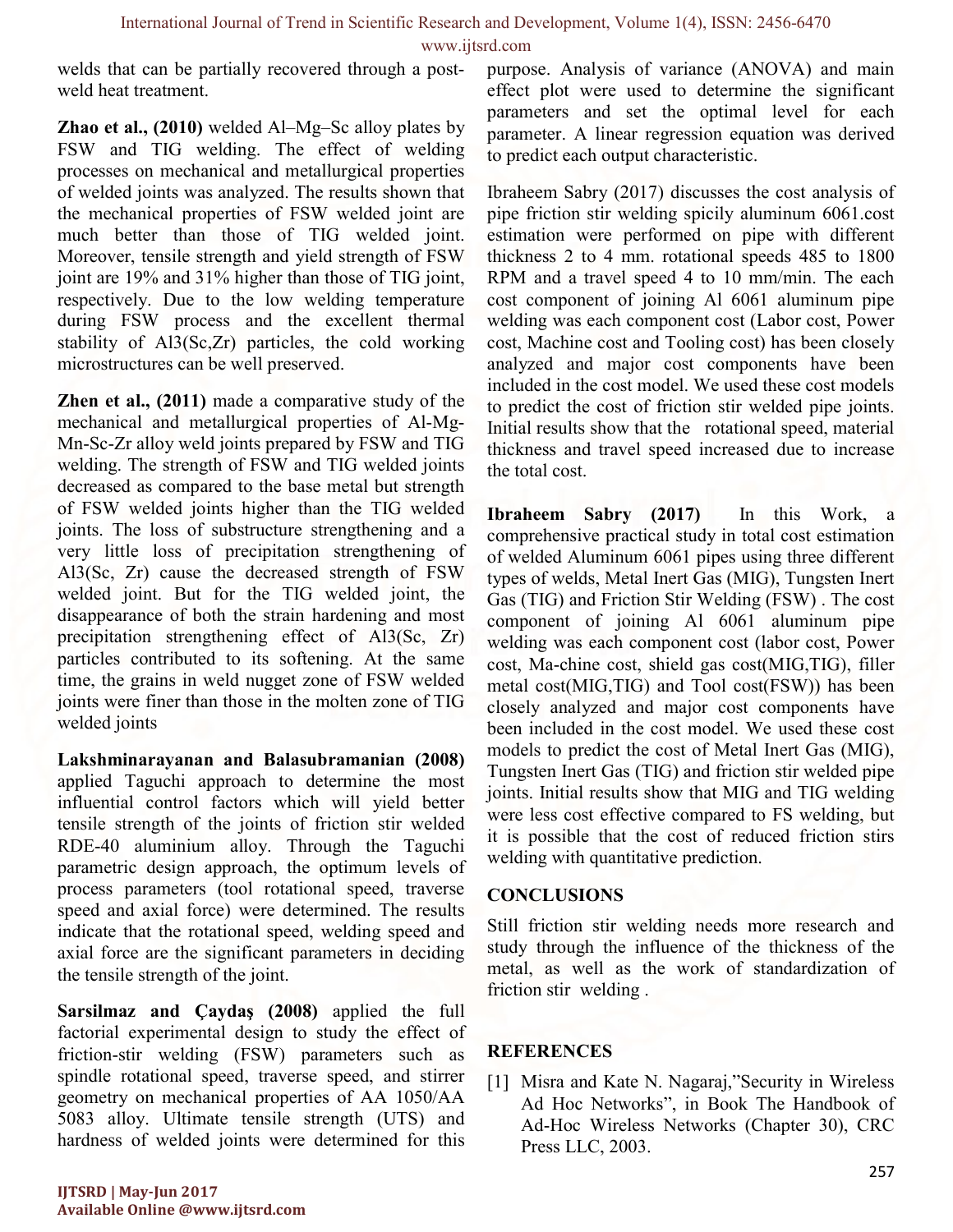welds that can be partially recovered through a post-weld heat treatment.

**Zhao et al., (2010)** welded Al–Mg–Sc alloy plates by FSW and TIG welding. The effect of welding processes on mechanical and metallurgical properties of welded joints was analyzed. The results shown that the mechanical properties of FSW welded joint are much better than those of TIG welded joint. Moreover, tensile strength and yield strength of FSW joint are 19% and 31% higher than those of TIG joint, respectively. Due to the low welding temperature during FSW process and the excellent thermal stability of Al3(Sc,Zr) particles, the cold working microstructures can be well preserved.

**Zhen et al., (2011)** made a comparative study of the mechanical and metallurgical properties of Al-Mg-Mn-Sc-Zr alloy weld joints prepared by FSW and TIG welding. The strength of FSW and TIG welded joints decreased as compared to the base metal but strength of FSW welded joints higher than the TIG welded joints. The loss of substructure strengthening and a very little loss of precipitation strengthening of Al3(Sc, Zr) cause the decreased strength of FSW welded joint. But for the TIG welded joint, the disappearance of both the strain hardening and most precipitation strengthening effect of Al3(Sc, Zr) particles contributed to its softening. At the same time, the grains in weld nugget zone of FSW welded joints were finer than those in the molten zone of TIG welded joints

**Lakshminarayanan and Balasubramanian (2008)** applied Taguchi approach to determine the most influential control factors which will yield better tensile strength of the joints of friction stir welded RDE-40 aluminium alloy. Through the Taguchi parametric design approach, the optimum levels of process parameters (tool rotational speed, traverse speed and axial force) were determined. The results indicate that the rotational speed, welding speed and axial force are the significant parameters in deciding the tensile strength of the joint.

**Sarsilmaz and Çaydaş (2008)** applied the full factorial experimental design to study the effect of friction-stir welding (FSW) parameters such as spindle rotational speed, traverse speed, and stirrer geometry on mechanical properties of AA 1050/AA 5083 alloy. Ultimate tensile strength (UTS) and hardness of welded joints were determined for this purpose. Analysis of variance (ANOVA) and main effect plot were used to determine the significant parameters and set the optimal level for each parameter. A linear regression equation was derived to predict each output characteristic.

Ibraheem Sabry (2017) discusses the cost analysis of pipe friction stir welding spicily aluminum 6061.cost estimation were performed on pipe with different thickness 2 to 4 mm. rotational speeds 485 to 1800 RPM and a travel speed 4 to 10 mm/min. The each cost component of joining Al 6061 aluminum pipe welding was each component cost (Labor cost, Power cost, Machine cost and Tooling cost) has been closely analyzed and major cost components have been included in the cost model. We used these cost models to predict the cost of friction stir welded pipe joints. Initial results show that the rotational speed, material thickness and travel speed increased due to increase the total cost.

**Ibraheem Sabry (2017)** In this Work, a comprehensive practical study in total cost estimation of welded Aluminum 6061 pipes using three different types of welds, Metal Inert Gas (MIG), Tungsten Inert Gas (TIG) and Friction Stir Welding (FSW) . The cost component of joining Al 6061 aluminum pipe welding was each component cost (labor cost, Power cost, Ma-chine cost, shield gas cost(MIG,TIG), filler metal cost(MIG,TIG) and Tool cost(FSW)) has been closely analyzed and major cost components have been included in the cost model. We used these cost models to predict the cost of Metal Inert Gas (MIG), Tungsten Inert Gas (TIG) and friction stir welded pipe joints. Initial results show that MIG and TIG welding were less cost effective compared to FS welding, but it is possible that the cost of reduced friction stirs welding with quantitative prediction.

## CONCLUSIONS

Still friction stir welding needs more research and study through the influence of the thickness of the metal, as well as the work of standardization of friction stir welding .

## REFERENCES

[1] Misra and Kate N. Nagaraj,"Security in Wireless Ad Hoc Networks", in Book The Handbook of Ad-Hoc Wireless Networks (Chapter 30), CRC Press LLC, 2003.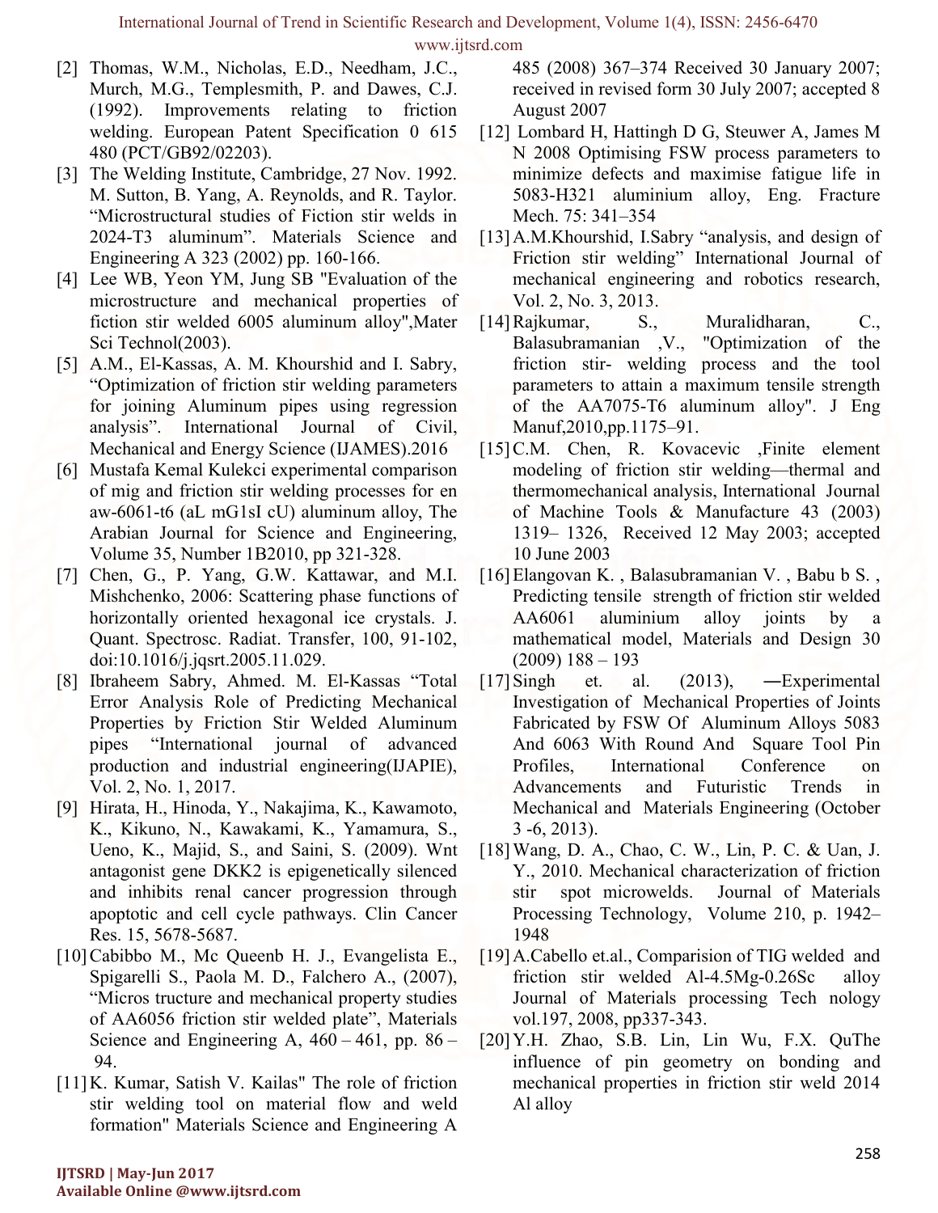[2] Thomas, W.M., Nicholas, E.D., Needham, J.C., Murch, M.G., Templesmith, P. and Dawes, C.J. (1992). Improvements relating to friction welding. European Patent Specification 0 615 480 (PCT/GB92/02203).

[3] The Welding Institute, Cambridge, 27 Nov. 1992. M. Sutton, B. Yang, A. Reynolds, and R. Taylor. “Microstructural studies of Fiction stir welds in 2024-T3 aluminum”. Materials Science and Engineering A 323 (2002) pp. 160-166.

[4] Lee WB, Yeon YM, Jung SB "Evaluation of the microstructure and mechanical properties of fiction stir welded 6005 aluminum alloy",Mater Sci Technol(2003).

[5] A.M., El-Kassas, A. M. Khourshid and I. Sabry, “Optimization of friction stir welding parameters for joining Aluminum pipes using regression analysis”. International Journal of Civil, Mechanical and Energy Science (IJAMES).2016

[6] Mustafa Kemal Kulekci experimental comparison of mig and friction stir welding processes for en aw-6061-t6 (aL mG1sI cU) aluminum alloy, The Arabian Journal for Science and Engineering, Volume 35, Number 1B2010, pp 321-328.

[7] Chen, G., P. Yang, G.W. Kattawar, and M.I. Mishchenko, 2006: Scattering phase functions of horizontally oriented hexagonal ice crystals. J. Quant. Spectrosc. Radiat. Transfer, 100, 91-102, doi:10.1016/j.jqsrt.2005.11.029.

[8] Ibraheem Sabry, Ahmed. M. El-Kassas “Total Error Analysis Role of Predicting Mechanical Properties by Friction Stir Welded Aluminum pipes “International journal of advanced production and industrial engineering(IJAPIE), Vol. 2, No. 1, 2017.

[9] Hirata, H., Hinoda, Y., Nakajima, K., Kawamoto, K., Kikuno, N., Kawakami, K., Yamamura, S., Ueno, K., Majid, S., and Saini, S. (2009). Wnt antagonist gene DKK2 is epigenetically silenced and inhibits renal cancer progression through apoptotic and cell cycle pathways. Clin Cancer Res. 15, 5678-5687.

[10] Cabibbo M., Mc Queenb H. J., Evangelista E., Spigarelli S., Paola M. D., Falchero A., (2007), “Micros tructure and mechanical property studies of AA6056 friction stir welded plate”, Materials Science and Engineering A, 460 – 461, pp. 86 – 94.

[11] K. Kumar, Satish V. Kailas" The role of friction stir welding tool on material flow and weld formation" Materials Science and Engineering A 485 (2008) 367–374 Received 30 January 2007; received in revised form 30 July 2007; accepted 8 August 2007

[12] Lombard H, Hattingh D G, Steuwer A, James M N 2008 Optimising FSW process parameters to minimize defects and maximise fatigue life in 5083-H321 aluminium alloy, Eng. Fracture Mech. 75: 341–354

[13] A.M.Khourshid, I.Sabry “analysis, and design of Friction stir welding” International Journal of mechanical engineering and robotics research, Vol. 2, No. 3, 2013.

[14] Rajkumar, S., Muralidharan, C., Balasubramanian ,V., "Optimization of the friction stir- welding process and the tool parameters to attain a maximum tensile strength of the AA7075-T6 aluminum alloy". J Eng Manuf,2010,pp.1175–91.

[15] C.M. Chen, R. Kovacevic ,Finite element modeling of friction stir welding—thermal and thermomechanical analysis, International Journal of Machine Tools & Manufacture 43 (2003) 1319– 1326, Received 12 May 2003; accepted 10 June 2003

[16] Elangovan K. , Balasubramanian V. , Babu b S. , Predicting tensile strength of friction stir welded AA6061 aluminium alloy joints by a mathematical model, Materials and Design 30 (2009) 188 – 193

[17] Singh et. al. (2013), ―Experimental Investigation of Mechanical Properties of Joints Fabricated by FSW Of Aluminum Alloys 5083 And 6063 With Round And Square Tool Pin Profiles, International Conference on Advancements and Futuristic Trends in Mechanical and Materials Engineering (October 3 -6, 2013).

[18] Wang, D. A., Chao, C. W., Lin, P. C. & Uan, J. Y., 2010. Mechanical characterization of friction stir spot microwelds. Journal of Materials Processing Technology, Volume 210, p. 1942–1948

[19] A.Cabello et.al., Comparision of TIG welded and friction stir welded Al-4.5Mg-0.26Sc alloy Journal of Materials processing Tech nology vol.197, 2008, pp337-343.

[20] Y.H. Zhao, S.B. Lin, Lin Wu, F.X. QuThe influence of pin geometry on bonding and mechanical properties in friction stir weld 2014 Al alloy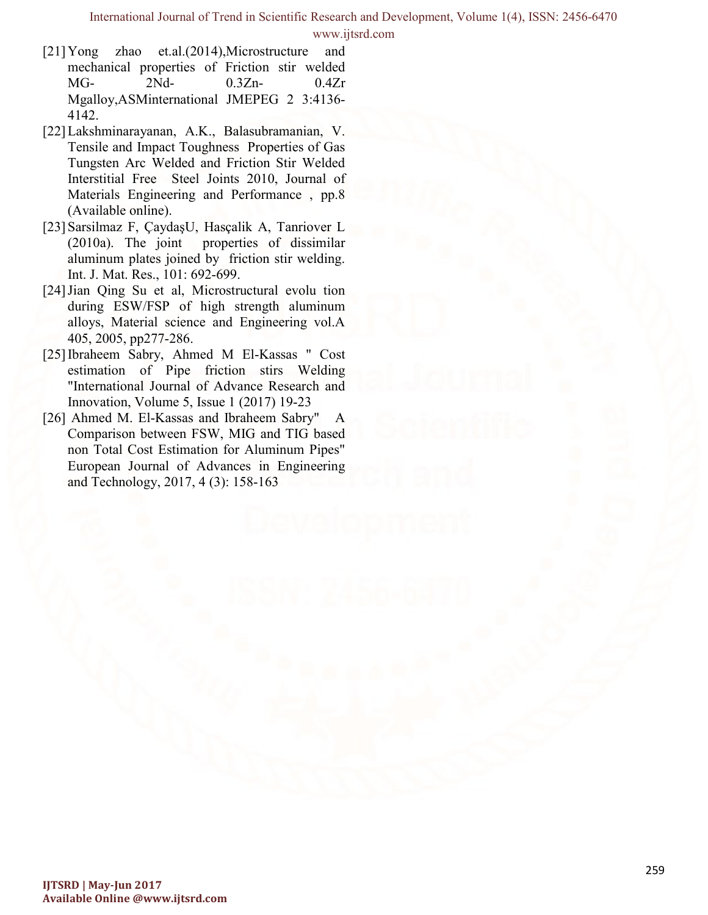[21] Yong zhao et.al.(2014),Microstructure and mechanical properties of Friction stir welded MG- 2Nd- 0.3Zn- 0.4Zr Mgalloy,ASMinternational JMEPEG 2 3:4136-4142.

[22] Lakshminarayanan, A.K., Balasubramanian, V. Tensile and Impact Toughness Properties of Gas Tungsten Arc Welded and Friction Stir Welded Interstitial Free Steel Joints 2010, Journal of Materials Engineering and Performance , pp.8 (Available online).

[23] Sarsilmaz F, ÇaydaşU, Hasçalik A, Tanriover L (2010a). The joint properties of dissimilar aluminum plates joined by friction stir welding. Int. J. Mat. Res., 101: 692-699.

[24] Jian Qing Su et al, Microstructural evolu tion during ESW/FSP of high strength aluminum alloys, Material science and Engineering vol.A 405, 2005, pp277-286.

[25] Ibraheem Sabry, Ahmed M El-Kassas " Cost estimation of Pipe friction stirs Welding "International Journal of Advance Research and Innovation, Volume 5, Issue 1 (2017) 19-23

[26] Ahmed M. El-Kassas and Ibraheem Sabry" A Comparison between FSW, MIG and TIG based non Total Cost Estimation for Aluminum Pipes" European Journal of Advances in Engineering and Technology, 2017, 4 (3): 158-163